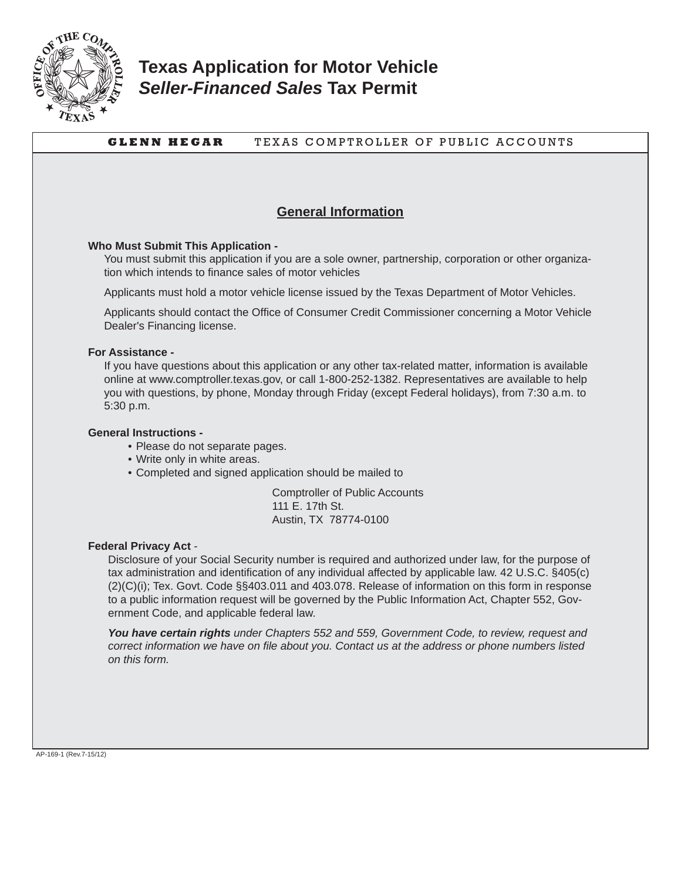# Texas Application for Motor Vehicle *Seller-Financed Sales* Tax Permit

**GLENN HEGAR** TEXAS COMPTROLLER OF PUBLIC ACCOUNTS

## General Information

**Who Must Submit This Application -**

You must submit this application if you are a sole owner, partnership, corporation or other organization which intends to finance sales of motor vehicles

Applicants must hold a motor vehicle license issued by the Texas Department of Motor Vehicles.

Applicants should contact the Office of Consumer Credit Commissioner concerning a Motor Vehicle Dealer's Financing license.

**For Assistance -**

If you have questions about this application or any other tax-related matter, information is available online at www.comptroller.texas.gov, or call 1-800-252-1382. Representatives are available to help you with questions, by phone, Monday through Friday (except Federal holidays), from 7:30 a.m. to 5:30 p.m.

**General Instructions -**

- Please do not separate pages.
- Write only in white areas.
- Completed and signed application should be mailed to

Comptroller of Public Accounts
111 E. 17th St.
Austin, TX 78774-0100

**Federal Privacy Act** -

Disclosure of your Social Security number is required and authorized under law, for the purpose of tax administration and identification of any individual affected by applicable law. 42 U.S.C. §405(c)(2)(C)(i); Tex. Govt. Code §§403.011 and 403.078. Release of information on this form in response to a public information request will be governed by the Public Information Act, Chapter 552, Government Code, and applicable federal law.

***You have certain rights*** *under Chapters 552 and 559, Government Code, to review, request and correct information we have on file about you. Contact us at the address or phone numbers listed on this form.*

AP-169-1 (Rev.7-15/12)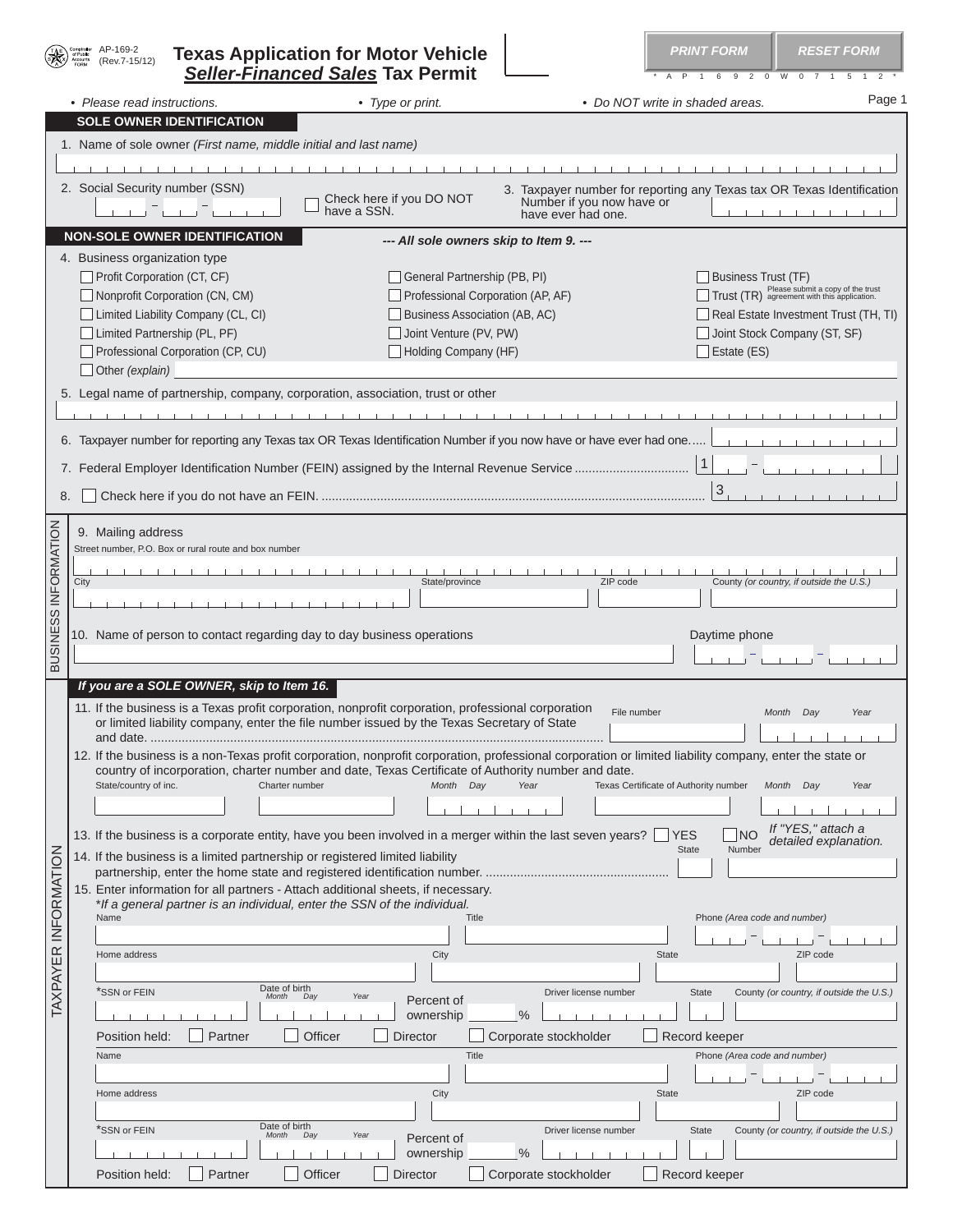AP-169-2 (Rev.7-15/12)

# Texas Application for Motor Vehicle *Seller-Financed Sales* Tax Permit

PRINT FORM RESET FORM

\* A P 1 6 9 2 0 W 0 7 1 5 1 2 \*

- *Please read instructions.*
- *Type or print.*
- *Do NOT write in shaded areas.*

## SOLE OWNER IDENTIFICATION

1. Name of sole owner *(First name, middle initial and last name)*

2. Social Security number (SSN) ☐ Check here if you DO NOT have a SSN.

3. Taxpayer number for reporting any Texas tax OR Texas Identification Number if you now have or have ever had one.

## NON-SOLE OWNER IDENTIFICATION

**--- All sole owners skip to Item 9. ---**

4. Business organization type

- ☐ Profit Corporation (CT, CF)
- ☐ Nonprofit Corporation (CN, CM)
- ☐ Limited Liability Company (CL, CI)
- ☐ Limited Partnership (PL, PF)
- ☐ Professional Corporation (CP, CU)
- ☐ Other *(explain)*
- ☐ General Partnership (PB, PI)
- ☐ Professional Corporation (AP, AF)
- ☐ Business Association (AB, AC)
- ☐ Joint Venture (PV, PW)
- ☐ Holding Company (HF)
- ☐ Business Trust (TF)
- ☐ Trust (TR) Please submit a copy of the trust agreement with this application.
- ☐ Real Estate Investment Trust (TH, TI)
- ☐ Joint Stock Company (ST, SF)
- ☐ Estate (ES)

5. Legal name of partnership, company, corporation, association, trust or other

6. Taxpayer number for reporting any Texas tax OR Texas Identification Number if you now have or have ever had one.....

7. Federal Employer Identification Number (FEIN) assigned by the Internal Revenue Service ................................ 1 –

8. ☐ Check here if you do not have an FEIN. ............................................................................................ 3

## BUSINESS INFORMATION

9. Mailing address

Street number, P.O. Box or rural route and box number

City | State/province | ZIP code | County *(or country, if outside the U.S.)*

10. Name of person to contact regarding day to day business operations | Daytime phone

## TAXPAYER INFORMATION

***If you are a SOLE OWNER, skip to Item 16.***

11. If the business is a Texas profit corporation, nonprofit corporation, professional corporation or limited liability company, enter the file number issued by the Texas Secretary of State and date. ................................................................................................................ File number | Month Day Year

12. If the business is a non-Texas profit corporation, nonprofit corporation, professional corporation or limited liability company, enter the state or country of incorporation, charter number and date, Texas Certificate of Authority number and date.

State/country of inc. | Charter number | Month Day Year | Texas Certificate of Authority number | Month Day Year

13. If the business is a corporate entity, have you been involved in a merger within the last seven years? ☐ YES ☐ NO *If "YES," attach a detailed explanation.*

14. If the business is a limited partnership or registered limited liability partnership, enter the home state and registered identification number. .................................................... State | Number

15. Enter information for all partners - Attach additional sheets, if necessary.
*\*If a general partner is an individual, enter the SSN of the individual.*

Name | Title | Phone *(Area code and number)*

Home address | City | State | ZIP code

\*SSN or FEIN | Date of birth (Month Day Year) | Percent of ownership % | Driver license number | State | County *(or country, if outside the U.S.)*

Position held: ☐ Partner ☐ Officer ☐ Director ☐ Corporate stockholder ☐ Record keeper

Name | Title | Phone *(Area code and number)*

Home address | City | State | ZIP code

\*SSN or FEIN | Date of birth (Month Day Year) | Percent of ownership % | Driver license number | State | County *(or country, if outside the U.S.)*

Position held: ☐ Partner ☐ Officer ☐ Director ☐ Corporate stockholder ☐ Record keeper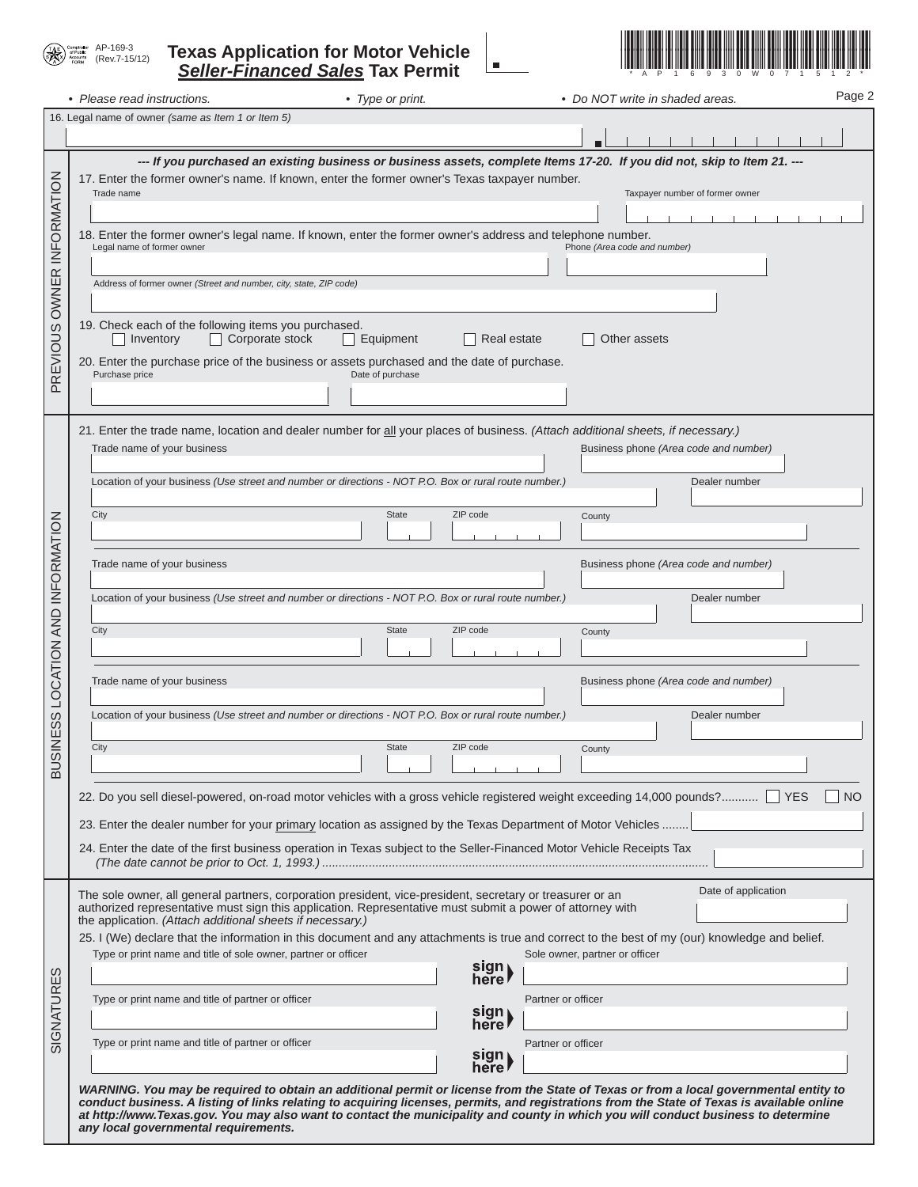AP-169-3
(Rev.7-15/12)

# Texas Application for Motor Vehicle *Seller-Financed Sales* Tax Permit

\* A P 1 6 9 3 0 W 0 7 1 5 1 2 \*

- *Please read instructions.*
- *Type or print.*
- *Do NOT write in shaded areas.*

16. Legal name of owner *(same as Item 1 or Item 5)*

## PREVIOUS OWNER INFORMATION

***--- If you purchased an existing business or business assets, complete Items 17-20. If you did not, skip to Item 21. ---***

17. Enter the former owner's name. If known, enter the former owner's Texas taxpayer number.
Trade name | Taxpayer number of former owner

18. Enter the former owner's legal name. If known, enter the former owner's address and telephone number.
Legal name of former owner | Phone *(Area code and number)*
Address of former owner *(Street and number, city, state, ZIP code)*

19. Check each of the following items you purchased.
☐ Inventory ☐ Corporate stock ☐ Equipment ☐ Real estate ☐ Other assets

20. Enter the purchase price of the business or assets purchased and the date of purchase.
Purchase price | Date of purchase

## BUSINESS LOCATION AND INFORMATION

21. Enter the trade name, location and dealer number for all your places of business. *(Attach additional sheets, if necessary.)*

Trade name of your business | Business phone *(Area code and number)*
Location of your business *(Use street and number or directions - NOT P.O. Box or rural route number.)* | Dealer number
City | State | ZIP code | County

Trade name of your business | Business phone *(Area code and number)*
Location of your business *(Use street and number or directions - NOT P.O. Box or rural route number.)* | Dealer number
City | State | ZIP code | County

Trade name of your business | Business phone *(Area code and number)*
Location of your business *(Use street and number or directions - NOT P.O. Box or rural route number.)* | Dealer number
City | State | ZIP code | County

22. Do you sell diesel-powered, on-road motor vehicles with a gross vehicle registered weight exceeding 14,000 pounds?........... ☐ YES ☐ NO

23. Enter the dealer number for your primary location as assigned by the Texas Department of Motor Vehicles ........

24. Enter the date of the first business operation in Texas subject to the Seller-Financed Motor Vehicle Receipts Tax *(The date cannot be prior to Oct. 1, 1993.)* ....................................................................................................................

## SIGNATURES

The sole owner, all general partners, corporation president, vice-president, secretary or treasurer or an authorized representative must sign this application. Representative must submit a power of attorney with the application. *(Attach additional sheets if necessary.)*

Date of application

25. I (We) declare that the information in this document and any attachments is true and correct to the best of my (our) knowledge and belief.

Type or print name and title of sole owner, partner or officer | sign here | Sole owner, partner or officer

Type or print name and title of partner or officer | sign here | Partner or officer

Type or print name and title of partner or officer | sign here | Partner or officer

***WARNING. You may be required to obtain an additional permit or license from the State of Texas or from a local governmental entity to conduct business. A listing of links relating to acquiring licenses, permits, and registrations from the State of Texas is available online at http://www.Texas.gov. You may also want to contact the municipality and county in which you will conduct business to determine any local governmental requirements.***